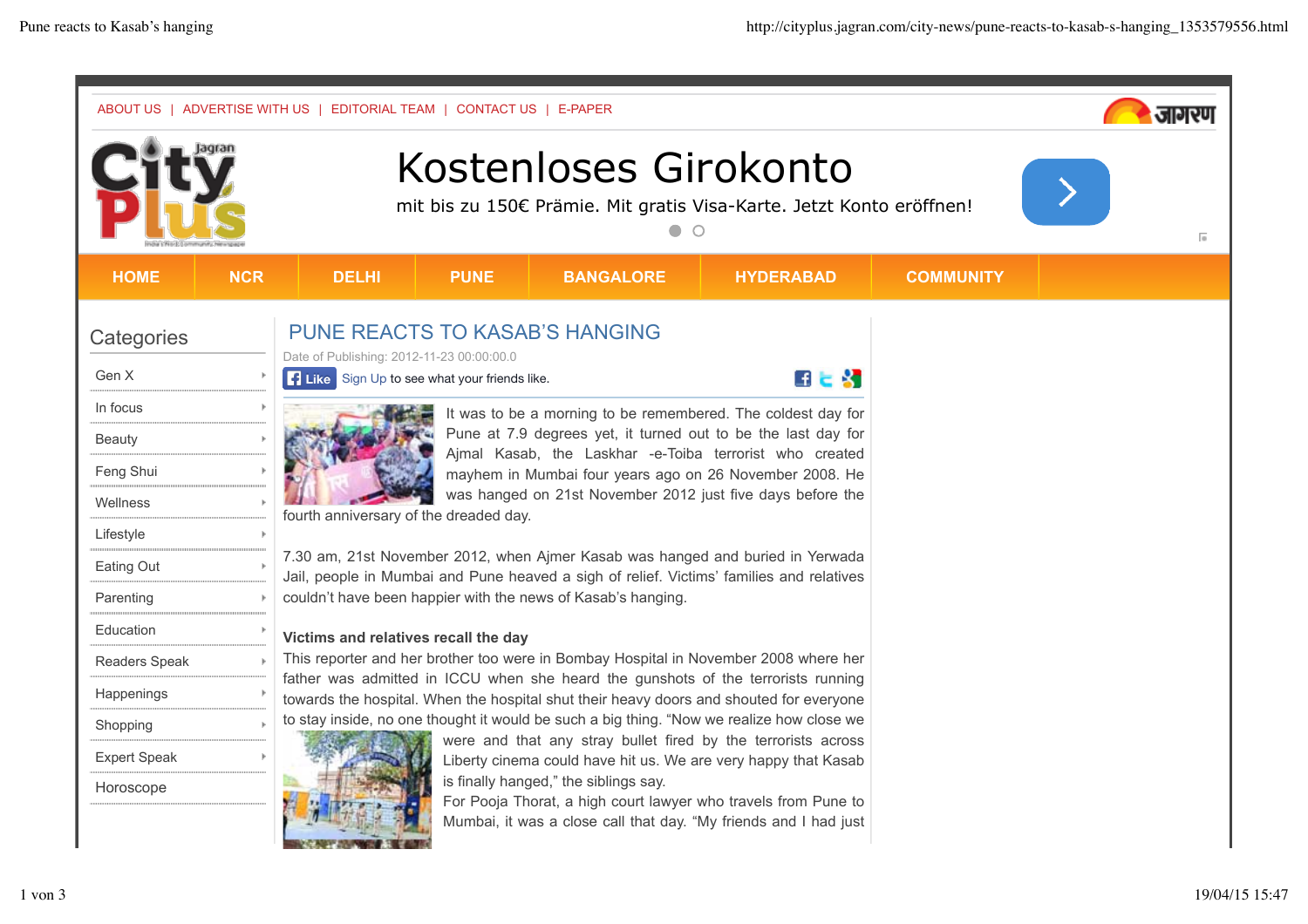ABOUT US | ADVERTISE WITH US | EDITORIAL TEAM | CONTACT US | E-PAPER

HOME | NCR | DELHI | PUNE | BANGALORE | HYDERABAD | COMMUNITY

## Categories

- Gen X
- In focus
- Beauty
- Feng Shui
- Wellness
- Lifestyle
- Eating Out
- Parenting
- Education
- Readers Speak
- Happenings
- Shopping
- Expert Speak
- Horoscope

# PUNE REACTS TO KASAB'S HANGING

Date of Publishing: 2012-11-23 00:00:00.0

Like Sign Up to see what your friends like.

It was to be a morning to be remembered. The coldest day for Pune at 7.9 degrees yet, it turned out to be the last day for Ajmal Kasab, the Laskhar -e-Toiba terrorist who created mayhem in Mumbai four years ago on 26 November 2008. He was hanged on 21st November 2012 just five days before the fourth anniversary of the dreaded day.

7.30 am, 21st November 2012, when Ajmer Kasab was hanged and buried in Yerwada Jail, people in Mumbai and Pune heaved a sigh of relief. Victims' families and relatives couldn't have been happier with the news of Kasab's hanging.

**Victims and relatives recall the day**

This reporter and her brother too were in Bombay Hospital in November 2008 where her father was admitted in ICCU when she heard the gunshots of the terrorists running towards the hospital. When the hospital shut their heavy doors and shouted for everyone to stay inside, no one thought it would be such a big thing. "Now we realize how close we were and that any stray bullet fired by the terrorists across Liberty cinema could have hit us. We are very happy that Kasab is finally hanged," the siblings say.

For Pooja Thorat, a high court lawyer who travels from Pune to Mumbai, it was a close call that day. "My friends and I had just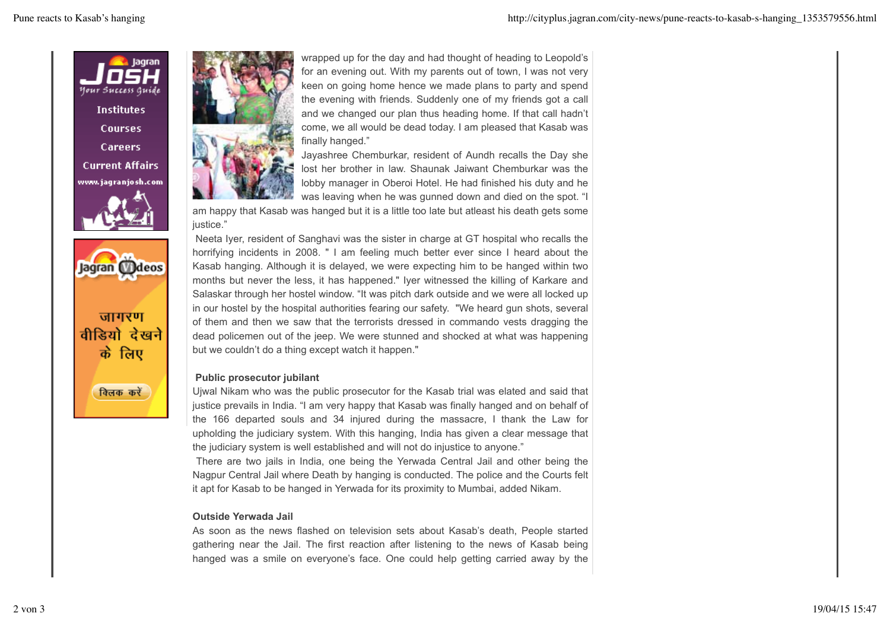wrapped up for the day and had thought of heading to Leopold's for an evening out. With my parents out of town, I was not very keen on going home hence we made plans to party and spend the evening with friends. Suddenly one of my friends got a call and we changed our plan thus heading home. If that call hadn't come, we all would be dead today. I am pleased that Kasab was finally hanged."

Jayashree Chemburkar, resident of Aundh recalls the Day she lost her brother in law. Shaunak Jaiwant Chemburkar was the lobby manager in Oberoi Hotel. He had finished his duty and he was leaving when he was gunned down and died on the spot. "I am happy that Kasab was hanged but it is a little too late but atleast his death gets some justice."

Neeta Iyer, resident of Sanghavi was the sister in charge at GT hospital who recalls the horrifying incidents in 2008. " I am feeling much better ever since I heard about the Kasab hanging. Although it is delayed, we were expecting him to be hanged within two months but never the less, it has happened." Iyer witnessed the killing of Karkare and Salaskar through her hostel window. "It was pitch dark outside and we were all locked up in our hostel by the hospital authorities fearing our safety. "We heard gun shots, several of them and then we saw that the terrorists dressed in commando vests dragging the dead policemen out of the jeep. We were stunned and shocked at what was happening but we couldn't do a thing except watch it happen."

**Public prosecutor jubilant**

Ujwal Nikam who was the public prosecutor for the Kasab trial was elated and said that justice prevails in India. "I am very happy that Kasab was finally hanged and on behalf of the 166 departed souls and 34 injured during the massacre, I thank the Law for upholding the judiciary system. With this hanging, India has given a clear message that the judiciary system is well established and will not do injustice to anyone."

There are two jails in India, one being the Yerwada Central Jail and other being the Nagpur Central Jail where Death by hanging is conducted. The police and the Courts felt it apt for Kasab to be hanged in Yerwada for its proximity to Mumbai, added Nikam.

**Outside Yerwada Jail**

As soon as the news flashed on television sets about Kasab's death, People started gathering near the Jail. The first reaction after listening to the news of Kasab being hanged was a smile on everyone's face. One could help getting carried away by the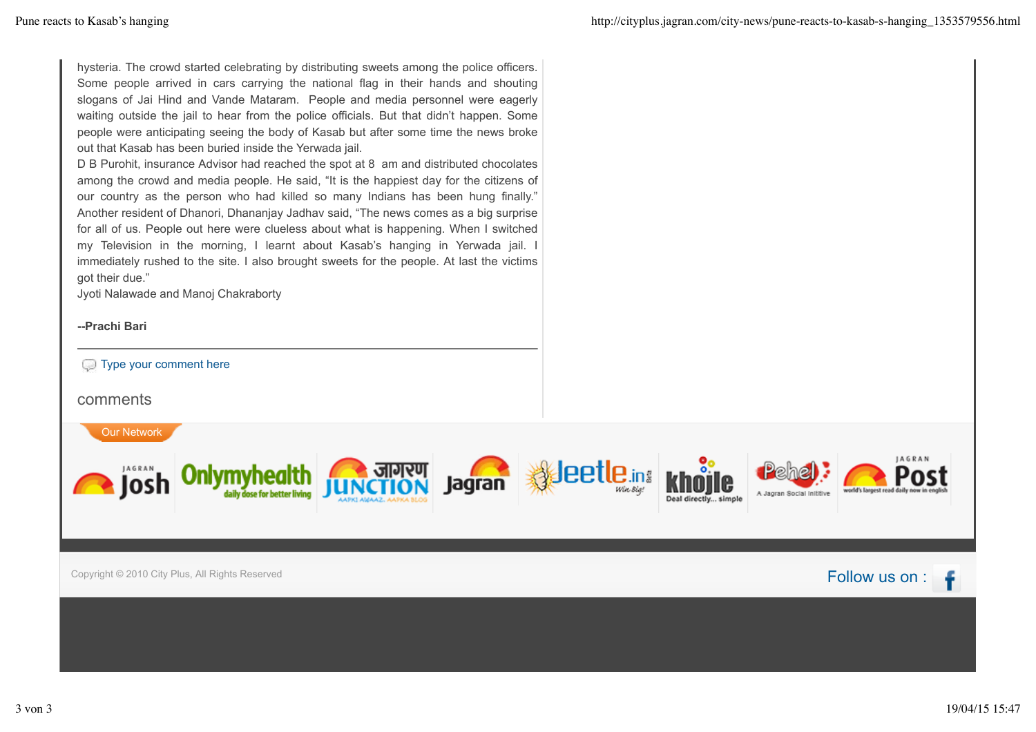hysteria. The crowd started celebrating by distributing sweets among the police officers. Some people arrived in cars carrying the national flag in their hands and shouting slogans of Jai Hind and Vande Mataram. People and media personnel were eagerly waiting outside the jail to hear from the police officials. But that didn't happen. Some people were anticipating seeing the body of Kasab but after some time the news broke out that Kasab has been buried inside the Yerwada jail.

D B Purohit, insurance Advisor had reached the spot at 8 am and distributed chocolates among the crowd and media people. He said, "It is the happiest day for the citizens of our country as the person who had killed so many Indians has been hung finally."

Another resident of Dhanori, Dhananjay Jadhav said, "The news comes as a big surprise for all of us. People out here were clueless about what is happening. When I switched my Television in the morning, I learnt about Kasab's hanging in Yerwada jail. I immediately rushed to the site. I also brought sweets for the people. At last the victims got their due."

Jyoti Nalawade and Manoj Chakraborty

**--Prachi Bari**

---

Type your comment here

comments

Our Network

Copyright © 2010 City Plus, All Rights Reserved

Follow us on :